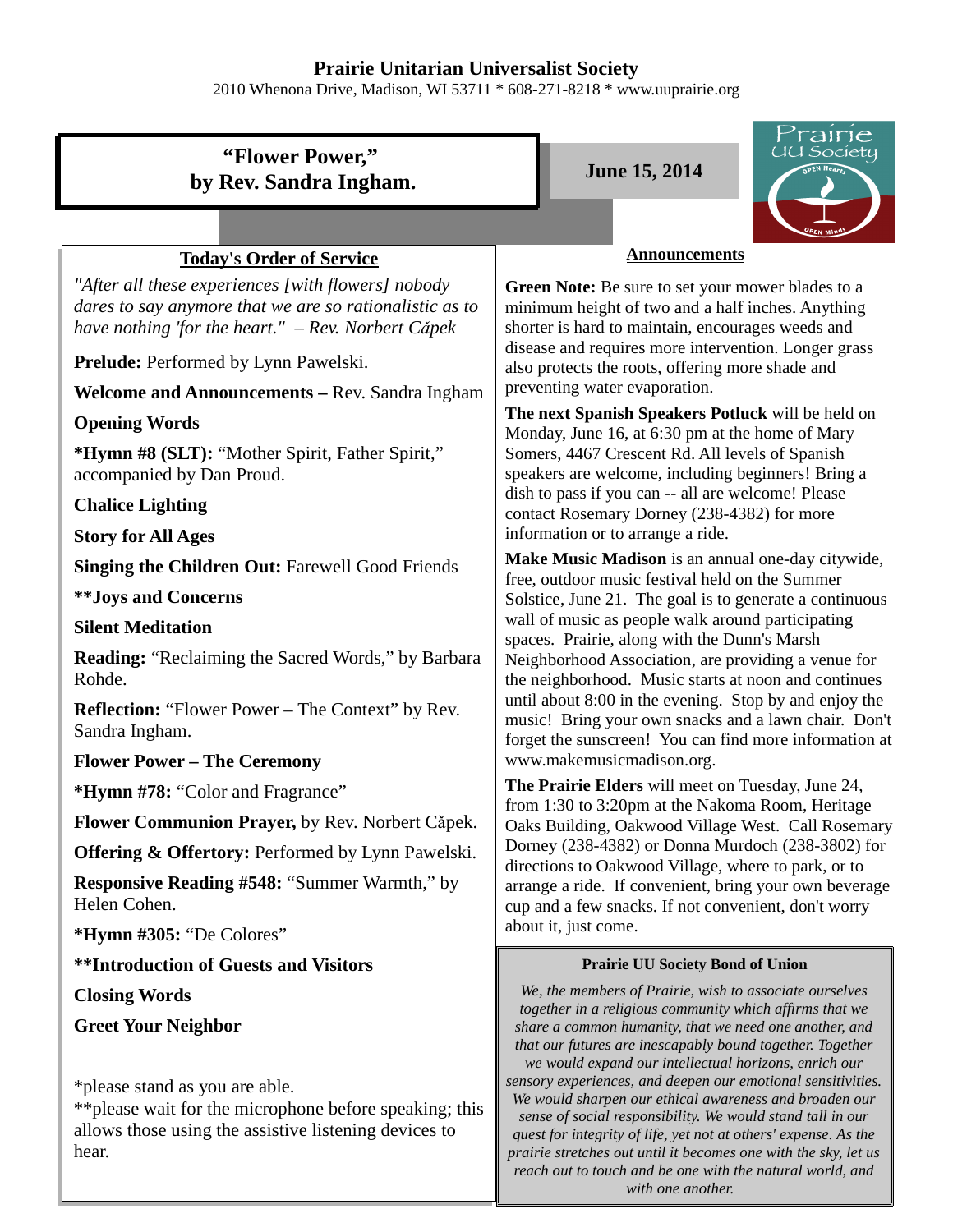# Prairie Unitarian Universalist Society

2010 Whenona Drive, Madison, WI 53711 * 608-271-8218 * www.uuprairie.org

## "Flower Power," by Rev. Sandra Ingham.

**June 15, 2014**

### Today's Order of Service

*"After all these experiences [with flowers] nobody dares to say anymore that we are so rationalistic as to have nothing 'for the heart." – Rev. Norbert Căpek*

**Prelude:** Performed by Lynn Pawelski.

**Welcome and Announcements –** Rev. Sandra Ingham

**Opening Words**

***Hymn #8 (SLT):** "Mother Spirit, Father Spirit," accompanied by Dan Proud.

**Chalice Lighting**

**Story for All Ages**

**Singing the Children Out:** Farewell Good Friends

****Joys and Concerns**

**Silent Meditation**

**Reading:** "Reclaiming the Sacred Words," by Barbara Rohde.

**Reflection:** "Flower Power – The Context" by Rev. Sandra Ingham.

**Flower Power – The Ceremony**

***Hymn #78:** "Color and Fragrance"

**Flower Communion Prayer,** by Rev. Norbert Căpek.

**Offering & Offertory:** Performed by Lynn Pawelski.

**Responsive Reading #548:** "Summer Warmth," by Helen Cohen.

***Hymn #305:** "De Colores"

****Introduction of Guests and Visitors**

**Closing Words**

**Greet Your Neighbor**

*please stand as you are able.
**please wait for the microphone before speaking; this allows those using the assistive listening devices to hear.

### Announcements

**Green Note:** Be sure to set your mower blades to a minimum height of two and a half inches. Anything shorter is hard to maintain, encourages weeds and disease and requires more intervention. Longer grass also protects the roots, offering more shade and preventing water evaporation.

**The next Spanish Speakers Potluck** will be held on Monday, June 16, at 6:30 pm at the home of Mary Somers, 4467 Crescent Rd. All levels of Spanish speakers are welcome, including beginners! Bring a dish to pass if you can -- all are welcome! Please contact Rosemary Dorney (238-4382) for more information or to arrange a ride.

**Make Music Madison** is an annual one-day citywide, free, outdoor music festival held on the Summer Solstice, June 21. The goal is to generate a continuous wall of music as people walk around participating spaces. Prairie, along with the Dunn's Marsh Neighborhood Association, are providing a venue for the neighborhood. Music starts at noon and continues until about 8:00 in the evening. Stop by and enjoy the music! Bring your own snacks and a lawn chair. Don't forget the sunscreen! You can find more information at www.makemusicmadison.org.

**The Prairie Elders** will meet on Tuesday, June 24, from 1:30 to 3:20pm at the Nakoma Room, Heritage Oaks Building, Oakwood Village West. Call Rosemary Dorney (238-4382) or Donna Murdoch (238-3802) for directions to Oakwood Village, where to park, or to arrange a ride. If convenient, bring your own beverage cup and a few snacks. If not convenient, don't worry about it, just come.

### Prairie UU Society Bond of Union

*We, the members of Prairie, wish to associate ourselves together in a religious community which affirms that we share a common humanity, that we need one another, and that our futures are inescapably bound together. Together we would expand our intellectual horizons, enrich our sensory experiences, and deepen our emotional sensitivities. We would sharpen our ethical awareness and broaden our sense of social responsibility. We would stand tall in our quest for integrity of life, yet not at others' expense. As the prairie stretches out until it becomes one with the sky, let us reach out to touch and be one with the natural world, and with one another.*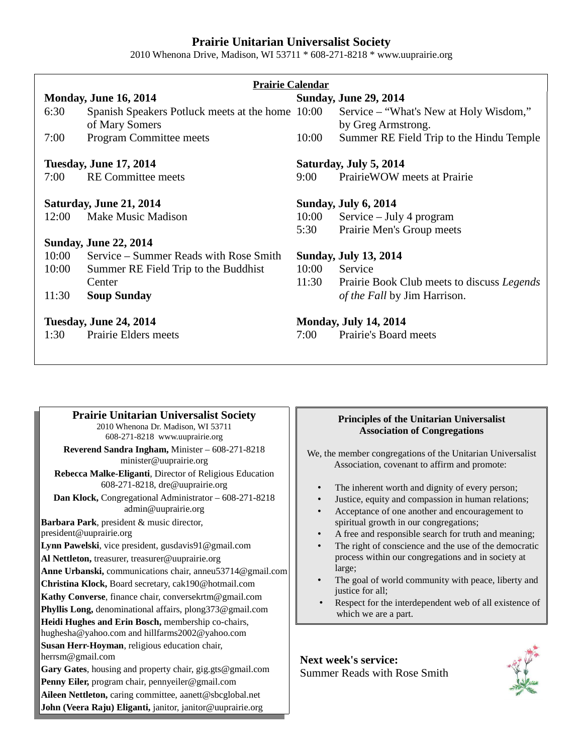## Prairie Unitarian Universalist Society

2010 Whenona Drive, Madison, WI 53711 * 608-271-8218 * www.uuprairie.org

### Prairie Calendar

**Monday, June 16, 2014**

6:30 Spanish Speakers Potluck meets at the home of Mary Somers

7:00 Program Committee meets

**Tuesday, June 17, 2014**

7:00 RE Committee meets

**Saturday, June 21, 2014**

12:00 Make Music Madison

**Sunday, June 22, 2014**

10:00 Service – Summer Reads with Rose Smith

10:00 Summer RE Field Trip to the Buddhist Center

11:30 **Soup Sunday**

**Tuesday, June 24, 2014**

1:30 Prairie Elders meets

**Sunday, June 29, 2014**

10:00 Service – "What's New at Holy Wisdom," by Greg Armstrong.

10:00 Summer RE Field Trip to the Hindu Temple

**Saturday, July 5, 2014**

9:00 PrairieWOW meets at Prairie

**Sunday, July 6, 2014**

10:00 Service – July 4 program

5:30 Prairie Men's Group meets

**Sunday, July 13, 2014**

10:00 Service

11:30 Prairie Book Club meets to discuss *Legends of the Fall* by Jim Harrison.

**Monday, July 14, 2014**

7:00 Prairie's Board meets

---

**Prairie Unitarian Universalist Society**
2010 Whenona Dr. Madison, WI 53711
608-271-8218 www.uuprairie.org

**Reverend Sandra Ingham,** Minister – 608-271-8218 minister@uuprairie.org

**Rebecca Malke-Eliganti**, Director of Religious Education 608-271-8218, dre@uuprairie.org

**Dan Klock,** Congregational Administrator – 608-271-8218 admin@uuprairie.org

**Barbara Park**, president & music director, president@uuprairie.org

**Lynn Pawelski**, vice president, gusdavis91@gmail.com

**Al Nettleton,** treasurer, treasurer@uuprairie.org

**Anne Urbanski,** communications chair, anneu53714@gmail.com

**Christina Klock,** Board secretary, cak190@hotmail.com

**Kathy Converse**, finance chair, conversekrtm@gmail.com

**Phyllis Long,** denominational affairs, plong373@gmail.com

**Heidi Hughes and Erin Bosch,** membership co-chairs, hughesha@yahoo.com and hillfarms2002@yahoo.com

**Susan Herr-Hoyman**, religious education chair, herrsm@gmail.com

**Gary Gates**, housing and property chair, gig.gts@gmail.com

**Penny Eiler,** program chair, pennyeiler@gmail.com

**Aileen Nettleton,** caring committee, aanett@sbcglobal.net

**John (Veera Raju) Eliganti,** janitor, janitor@uuprairie.org

---

**Principles of the Unitarian Universalist Association of Congregations**

We, the member congregations of the Unitarian Universalist Association, covenant to affirm and promote:

- The inherent worth and dignity of every person;
- Justice, equity and compassion in human relations;
- Acceptance of one another and encouragement to spiritual growth in our congregations;
- A free and responsible search for truth and meaning;
- The right of conscience and the use of the democratic process within our congregations and in society at large;
- The goal of world community with peace, liberty and justice for all;
- Respect for the interdependent web of all existence of which we are a part.

**Next week's service:**
Summer Reads with Rose Smith